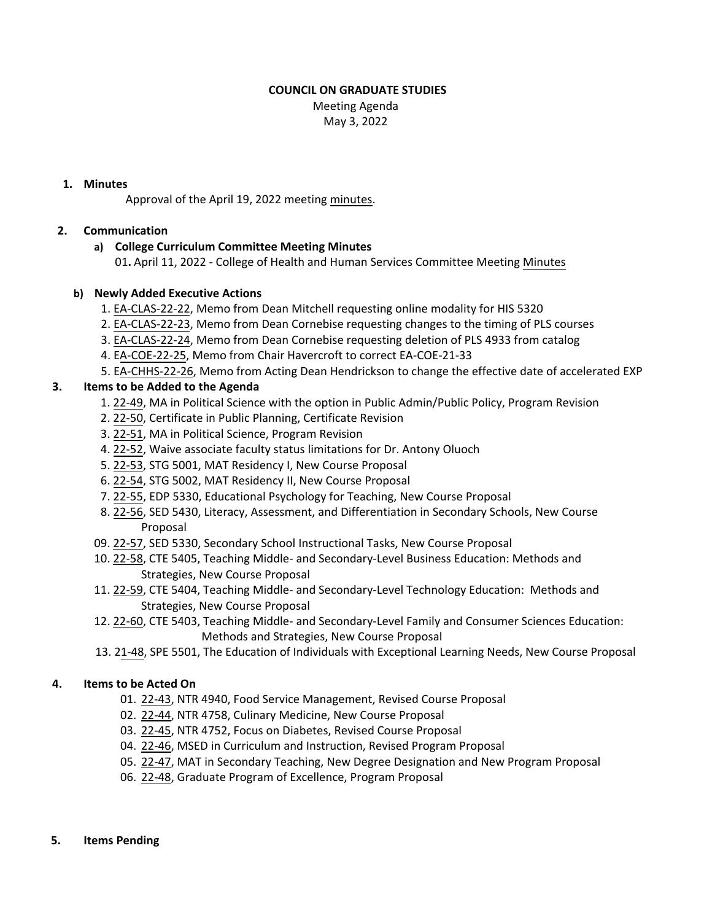**COUNCIL ON GRADUATE STUDIES**

Meeting Agenda

May 3, 2022

1. **Minutes**

   Approval of the April 19, 2022 meeting minutes.

2. **Communication**

   a) **College Curriculum Committee Meeting Minutes**

      01. April 11, 2022 - College of Health and Human Services Committee Meeting Minutes

   b) **Newly Added Executive Actions**

      1. EA-CLAS-22-22, Memo from Dean Mitchell requesting online modality for HIS 5320
      2. EA-CLAS-22-23, Memo from Dean Cornebise requesting changes to the timing of PLS courses
      3. EA-CLAS-22-24, Memo from Dean Cornebise requesting deletion of PLS 4933 from catalog
      4. EA-COE-22-25, Memo from Chair Havercroft to correct EA-COE-21-33
      5. EA-CHHS-22-26, Memo from Acting Dean Hendrickson to change the effective date of accelerated EXP

3. **Items to be Added to the Agenda**

   1. 22-49, MA in Political Science with the option in Public Admin/Public Policy, Program Revision
   2. 22-50, Certificate in Public Planning, Certificate Revision
   3. 22-51, MA in Political Science, Program Revision
   4. 22-52, Waive associate faculty status limitations for Dr. Antony Oluoch
   5. 22-53, STG 5001, MAT Residency I, New Course Proposal
   6. 22-54, STG 5002, MAT Residency II, New Course Proposal
   7. 22-55, EDP 5330, Educational Psychology for Teaching, New Course Proposal
   8. 22-56, SED 5430, Literacy, Assessment, and Differentiation in Secondary Schools, New Course Proposal
   09. 22-57, SED 5330, Secondary School Instructional Tasks, New Course Proposal
   10. 22-58, CTE 5405, Teaching Middle- and Secondary-Level Business Education: Methods and Strategies, New Course Proposal
   11. 22-59, CTE 5404, Teaching Middle- and Secondary-Level Technology Education: Methods and Strategies, New Course Proposal
   12. 22-60, CTE 5403, Teaching Middle- and Secondary-Level Family and Consumer Sciences Education: Methods and Strategies, New Course Proposal
   13. 21-48, SPE 5501, The Education of Individuals with Exceptional Learning Needs, New Course Proposal

4. **Items to be Acted On**

   01. 22-43, NTR 4940, Food Service Management, Revised Course Proposal
   02. 22-44, NTR 4758, Culinary Medicine, New Course Proposal
   03. 22-45, NTR 4752, Focus on Diabetes, Revised Course Proposal
   04. 22-46, MSED in Curriculum and Instruction, Revised Program Proposal
   05. 22-47, MAT in Secondary Teaching, New Degree Designation and New Program Proposal
   06. 22-48, Graduate Program of Excellence, Program Proposal

5. **Items Pending**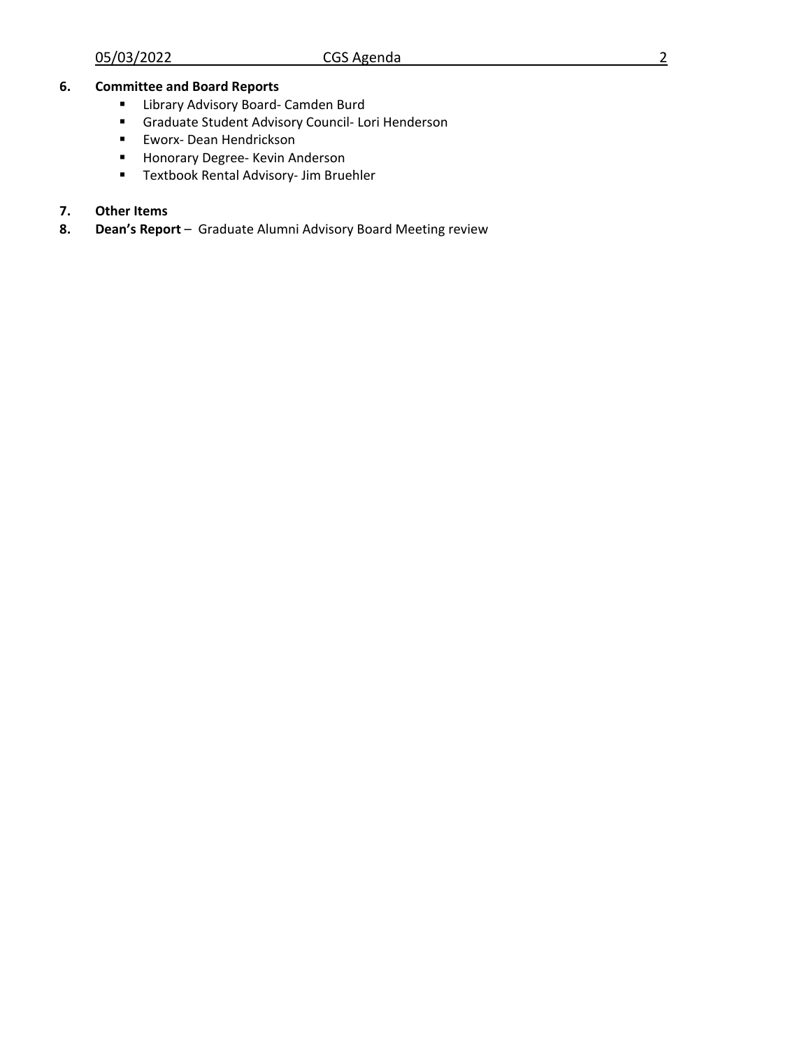6. **Committee and Board Reports**
   - Library Advisory Board- Camden Burd
   - Graduate Student Advisory Council- Lori Henderson
   - Eworx- Dean Hendrickson
   - Honorary Degree- Kevin Anderson
   - Textbook Rental Advisory- Jim Bruehler
7. **Other Items**
8. **Dean's Report** – Graduate Alumni Advisory Board Meeting review